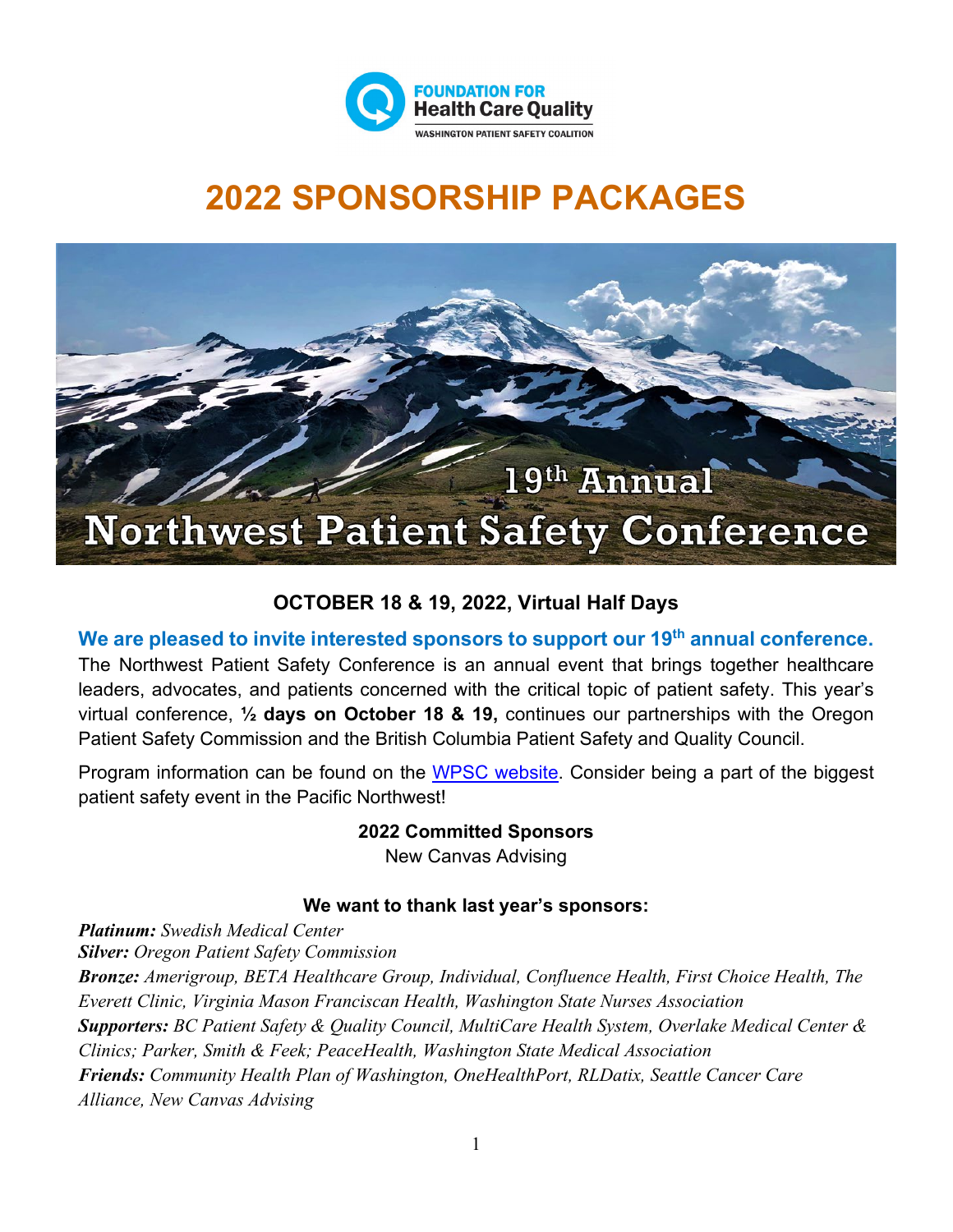FOUNDATION FOR
Health Care Quality
WASHINGTON PATIENT SAFETY COALITION

# 2022 SPONSORSHIP PACKAGES

19th Annual
Northwest Patient Safety Conference

### OCTOBER 18 & 19, 2022, Virtual Half Days

**We are pleased to invite interested sponsors to support our 19th annual conference.**
The Northwest Patient Safety Conference is an annual event that brings together healthcare leaders, advocates, and patients concerned with the critical topic of patient safety. This year's virtual conference, **½ days on October 18 & 19,** continues our partnerships with the Oregon Patient Safety Commission and the British Columbia Patient Safety and Quality Council.

Program information can be found on the WPSC website. Consider being a part of the biggest patient safety event in the Pacific Northwest!

**2022 Committed Sponsors**
New Canvas Advising

**We want to thank last year's sponsors:**

***Platinum:*** *Swedish Medical Center*
***Silver:*** *Oregon Patient Safety Commission*
***Bronze:*** *Amerigroup, BETA Healthcare Group, Individual, Confluence Health, First Choice Health, The Everett Clinic, Virginia Mason Franciscan Health, Washington State Nurses Association*
***Supporters:*** *BC Patient Safety & Quality Council, MultiCare Health System, Overlake Medical Center & Clinics; Parker, Smith & Feek; PeaceHealth, Washington State Medical Association*
***Friends:*** *Community Health Plan of Washington, OneHealthPort, RLDatix, Seattle Cancer Care Alliance, New Canvas Advising*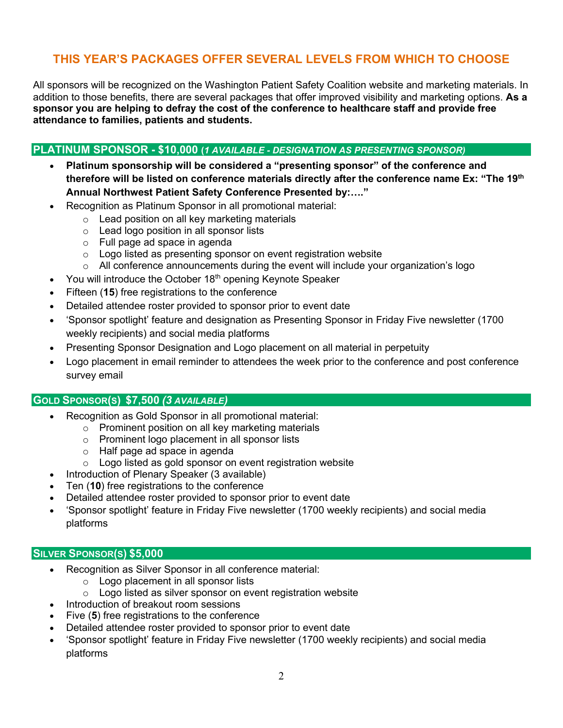# THIS YEAR'S PACKAGES OFFER SEVERAL LEVELS FROM WHICH TO CHOOSE

All sponsors will be recognized on the Washington Patient Safety Coalition website and marketing materials. In addition to those benefits, there are several packages that offer improved visibility and marketing options. **As a sponsor you are helping to defray the cost of the conference to healthcare staff and provide free attendance to families, patients and students.**

## PLATINUM SPONSOR - $10,000 (*1 AVAILABLE - DESIGNATION AS PRESENTING SPONSOR)*

- **Platinum sponsorship will be considered a "presenting sponsor" of the conference and therefore will be listed on conference materials directly after the conference name Ex: "The 19th Annual Northwest Patient Safety Conference Presented by:…."**
- Recognition as Platinum Sponsor in all promotional material:
  - Lead position on all key marketing materials
  - Lead logo position in all sponsor lists
  - Full page ad space in agenda
  - Logo listed as presenting sponsor on event registration website
  - All conference announcements during the event will include your organization's logo
- You will introduce the October 18th opening Keynote Speaker
- Fifteen (**15**) free registrations to the conference
- Detailed attendee roster provided to sponsor prior to event date
- 'Sponsor spotlight' feature and designation as Presenting Sponsor in Friday Five newsletter (1700 weekly recipients) and social media platforms
- Presenting Sponsor Designation and Logo placement on all material in perpetuity
- Logo placement in email reminder to attendees the week prior to the conference and post conference survey email

## GOLD SPONSOR(S) $7,500 *(3 AVAILABLE)*

- Recognition as Gold Sponsor in all promotional material:
  - Prominent position on all key marketing materials
  - Prominent logo placement in all sponsor lists
  - Half page ad space in agenda
  - Logo listed as gold sponsor on event registration website
- Introduction of Plenary Speaker (3 available)
- Ten (**10**) free registrations to the conference
- Detailed attendee roster provided to sponsor prior to event date
- 'Sponsor spotlight' feature in Friday Five newsletter (1700 weekly recipients) and social media platforms

## SILVER SPONSOR(S) $5,000

- Recognition as Silver Sponsor in all conference material:
  - Logo placement in all sponsor lists
  - Logo listed as silver sponsor on event registration website
- Introduction of breakout room sessions
- Five (**5**) free registrations to the conference
- Detailed attendee roster provided to sponsor prior to event date
- 'Sponsor spotlight' feature in Friday Five newsletter (1700 weekly recipients) and social media platforms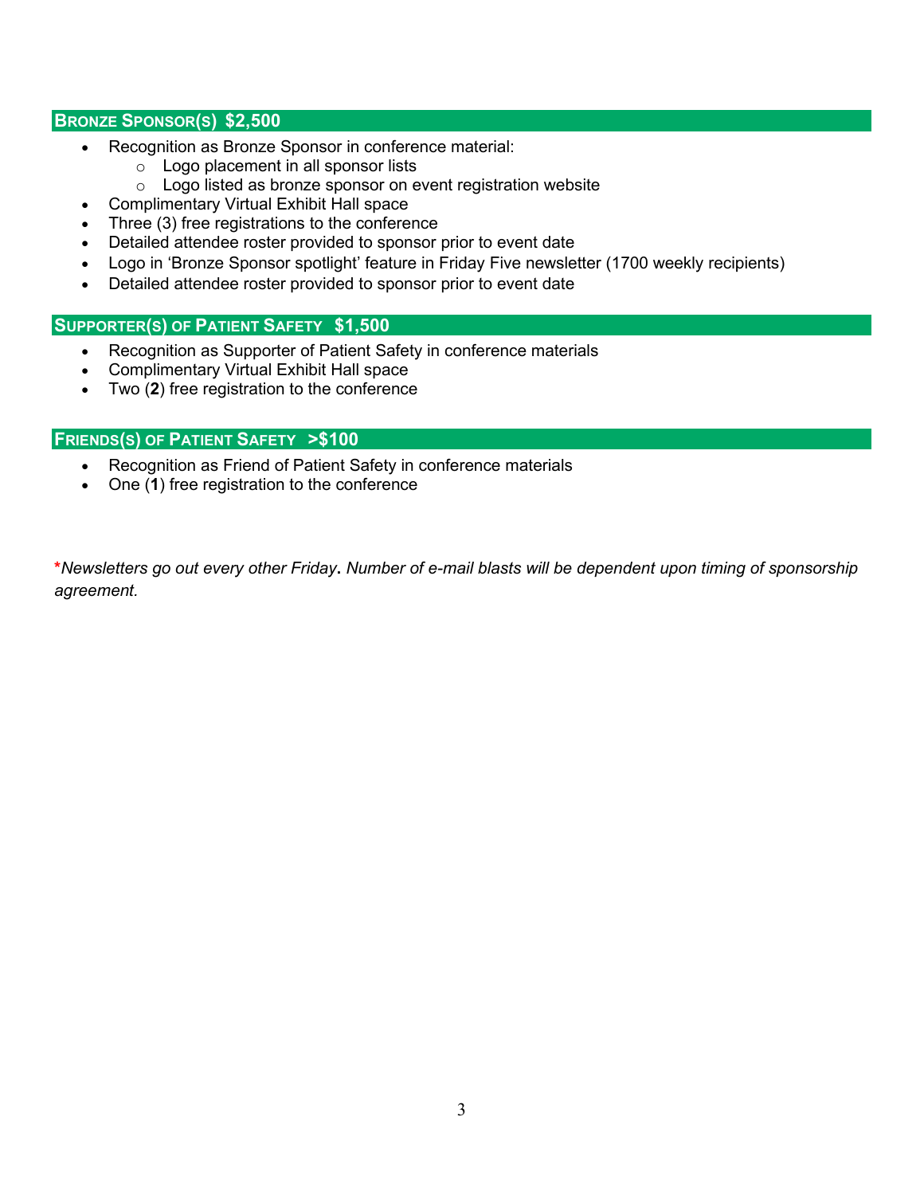## Bronze Sponsor(s) $2,500

- Recognition as Bronze Sponsor in conference material:
  - Logo placement in all sponsor lists
  - Logo listed as bronze sponsor on event registration website
- Complimentary Virtual Exhibit Hall space
- Three (3) free registrations to the conference
- Detailed attendee roster provided to sponsor prior to event date
- Logo in 'Bronze Sponsor spotlight' feature in Friday Five newsletter (1700 weekly recipients)
- Detailed attendee roster provided to sponsor prior to event date

## Supporter(s) of Patient Safety $1,500

- Recognition as Supporter of Patient Safety in conference materials
- Complimentary Virtual Exhibit Hall space
- Two (**2**) free registration to the conference

## Friends(s) of Patient Safety >$100

- Recognition as Friend of Patient Safety in conference materials
- One (**1**) free registration to the conference

*\*Newsletters go out every other Friday. Number of e-mail blasts will be dependent upon timing of sponsorship agreement.*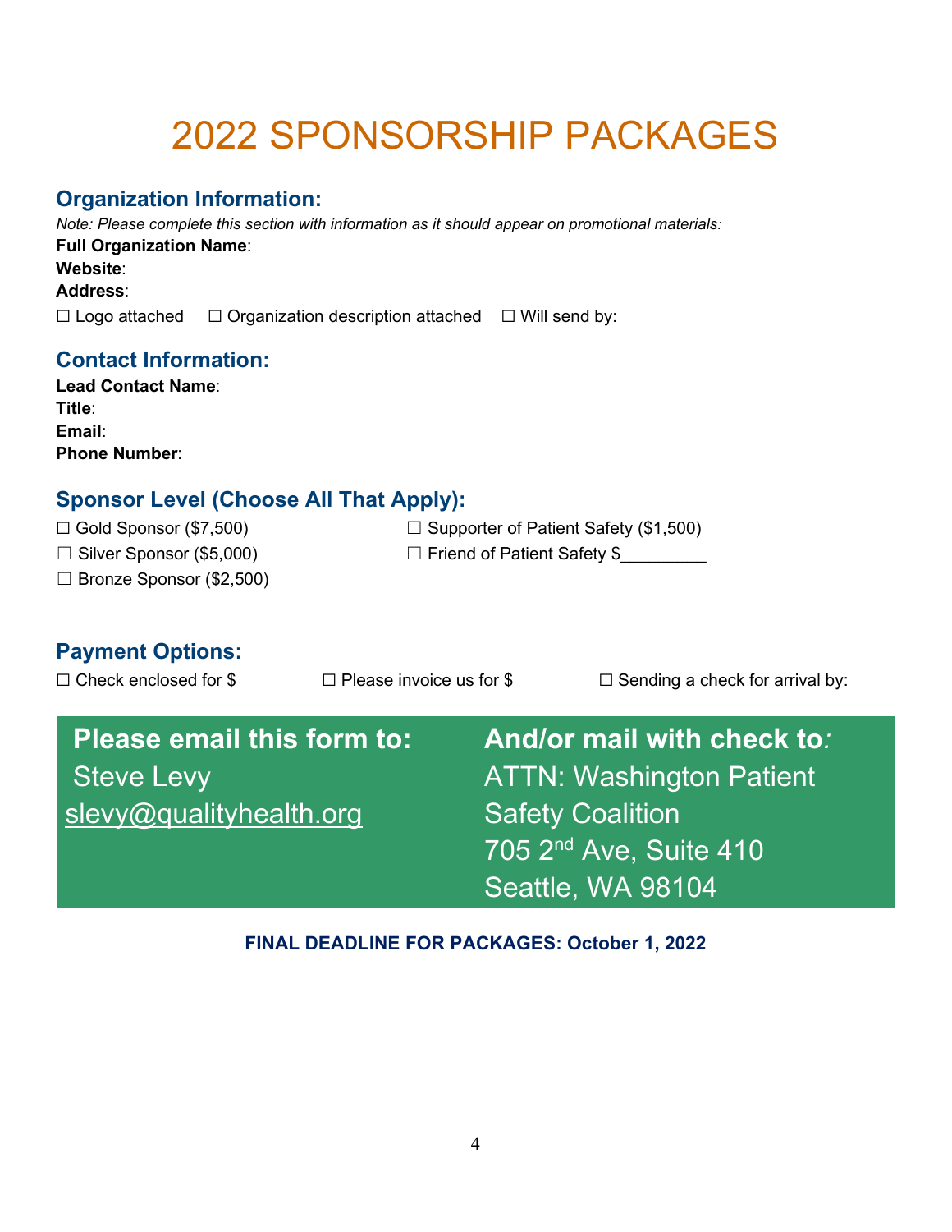# 2022 SPONSORSHIP PACKAGES

## Organization Information:

*Note: Please complete this section with information as it should appear on promotional materials:*

**Full Organization Name**:

**Website**:

**Address**:

☐ Logo attached ☐ Organization description attached ☐ Will send by:

## Contact Information:

**Lead Contact Name**:

**Title**:

**Email**:

**Phone Number**:

## Sponsor Level (Choose All That Apply):

☐ Gold Sponsor ($7,500)

☐ Silver Sponsor ($5,000)

☐ Bronze Sponsor ($2,500)

☐ Supporter of Patient Safety ($1,500)

☐ Friend of Patient Safety $_________

## Payment Options:

☐ Check enclosed for $ ☐ Please invoice us for $ ☐ Sending a check for arrival by:

**Please email this form to:**

Steve Levy

slevy@qualityhealth.org

**And/or mail with check to:**

ATTN: Washington Patient Safety Coalition

705 2nd Ave, Suite 410

Seattle, WA 98104

**FINAL DEADLINE FOR PACKAGES: October 1, 2022**